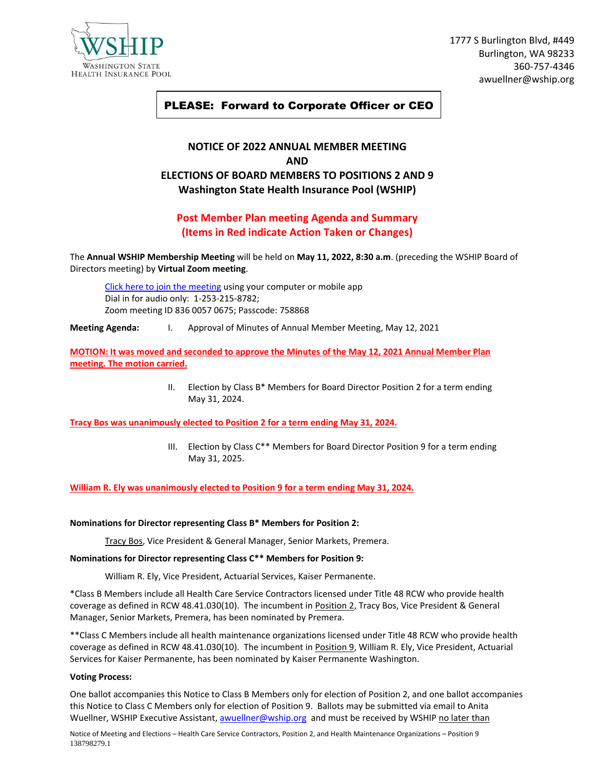WSHIP
Washington State
Health Insurance Pool

1777 S Burlington Blvd, #449
Burlington, WA 98233
360-757-4346
awuellner@wship.org

**PLEASE: Forward to Corporate Officer or CEO**

## NOTICE OF 2022 ANNUAL MEMBER MEETING
## AND
## ELECTIONS OF BOARD MEMBERS TO POSITIONS 2 AND 9
## Washington State Health Insurance Pool (WSHIP)

**Post Member Plan meeting Agenda and Summary**
**(Items in Red indicate Action Taken or Changes)**

The **Annual WSHIP Membership Meeting** will be held on **May 11, 2022, 8:30 a.m**. (preceding the WSHIP Board of Directors meeting) by **Virtual Zoom meeting**.

> Click here to join the meeting using your computer or mobile app
> Dial in for audio only: 1-253-215-8782;
> Zoom meeting ID 836 0057 0675; Passcode: 758868

**Meeting Agenda:** I. Approval of Minutes of Annual Member Meeting, May 12, 2021

**MOTION: It was moved and seconded to approve the Minutes of the May 12, 2021 Annual Member Plan meeting. The motion carried.**

II. Election by Class B* Members for Board Director Position 2 for a term ending May 31, 2024.

**Tracy Bos was unanimously elected to Position 2 for a term ending May 31, 2024.**

III. Election by Class C** Members for Board Director Position 9 for a term ending May 31, 2025.

**William R. Ely was unanimously elected to Position 9 for a term ending May 31, 2024.**

**Nominations for Director representing Class B* Members for Position 2:**

Tracy Bos, Vice President & General Manager, Senior Markets, Premera.

**Nominations for Director representing Class C** Members for Position 9:**

William R. Ely, Vice President, Actuarial Services, Kaiser Permanente.

*Class B Members include all Health Care Service Contractors licensed under Title 48 RCW who provide health coverage as defined in RCW 48.41.030(10). The incumbent in Position 2, Tracy Bos, Vice President & General Manager, Senior Markets, Premera, has been nominated by Premera.

**Class C Members include all health maintenance organizations licensed under Title 48 RCW who provide health coverage as defined in RCW 48.41.030(10). The incumbent in Position 9, William R. Ely, Vice President, Actuarial Services for Kaiser Permanente, has been nominated by Kaiser Permanente Washington.

**Voting Process:**

One ballot accompanies this Notice to Class B Members only for election of Position 2, and one ballot accompanies this Notice to Class C Members only for election of Position 9. Ballots may be submitted via email to Anita Wuellner, WSHIP Executive Assistant, awuellner@wship.org and must be received by WSHIP no later than

Notice of Meeting and Elections – Health Care Service Contractors, Position 2, and Health Maintenance Organizations – Position 9
138798279.1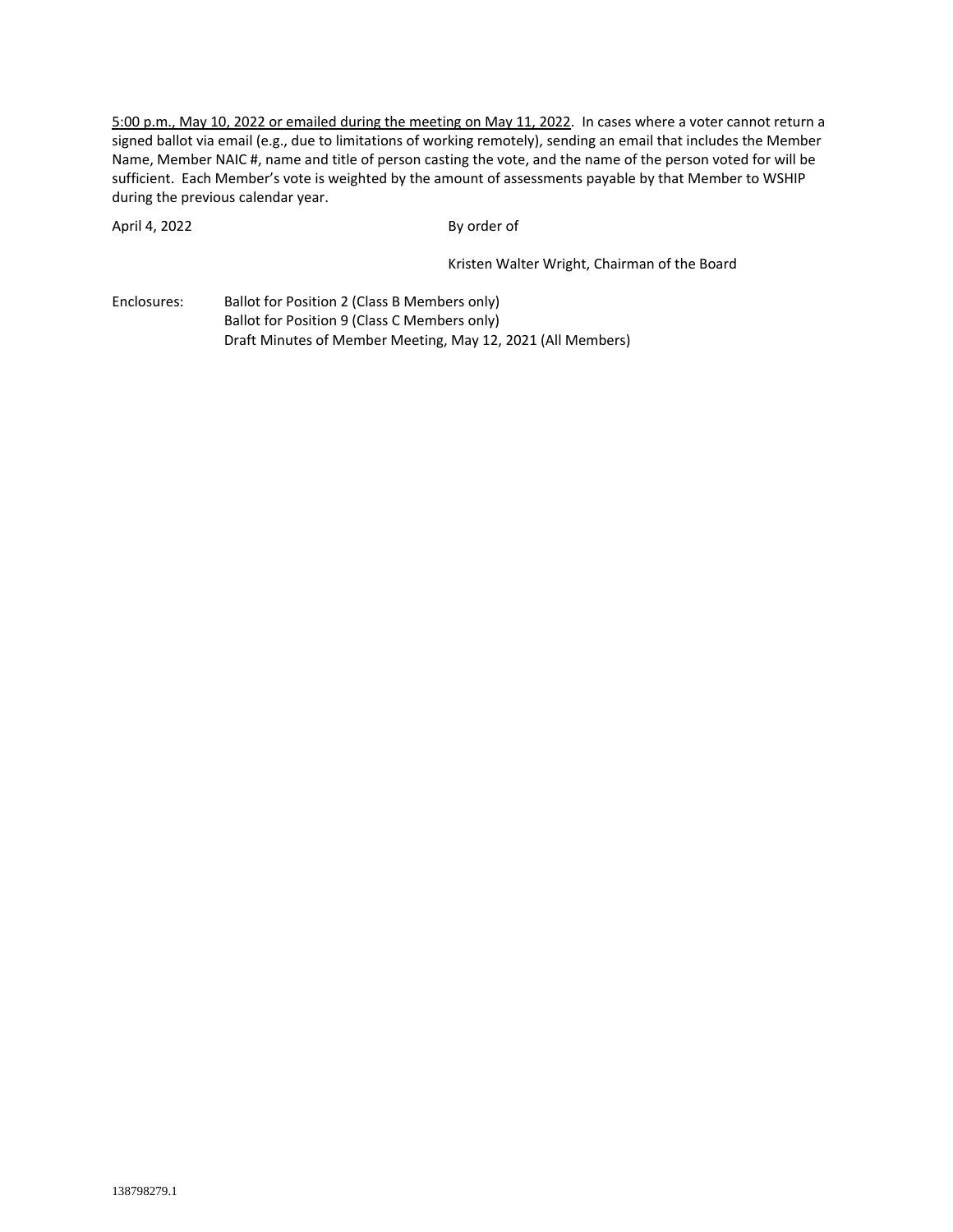5:00 p.m., May 10, 2022 or emailed during the meeting on May 11, 2022. In cases where a voter cannot return a signed ballot via email (e.g., due to limitations of working remotely), sending an email that includes the Member Name, Member NAIC #, name and title of person casting the vote, and the name of the person voted for will be sufficient. Each Member's vote is weighted by the amount of assessments payable by that Member to WSHIP during the previous calendar year.

April 4, 2022

By order of

Kristen Walter Wright, Chairman of the Board

Enclosures:
- Ballot for Position 2 (Class B Members only)
- Ballot for Position 9 (Class C Members only)
- Draft Minutes of Member Meeting, May 12, 2021 (All Members)

138798279.1